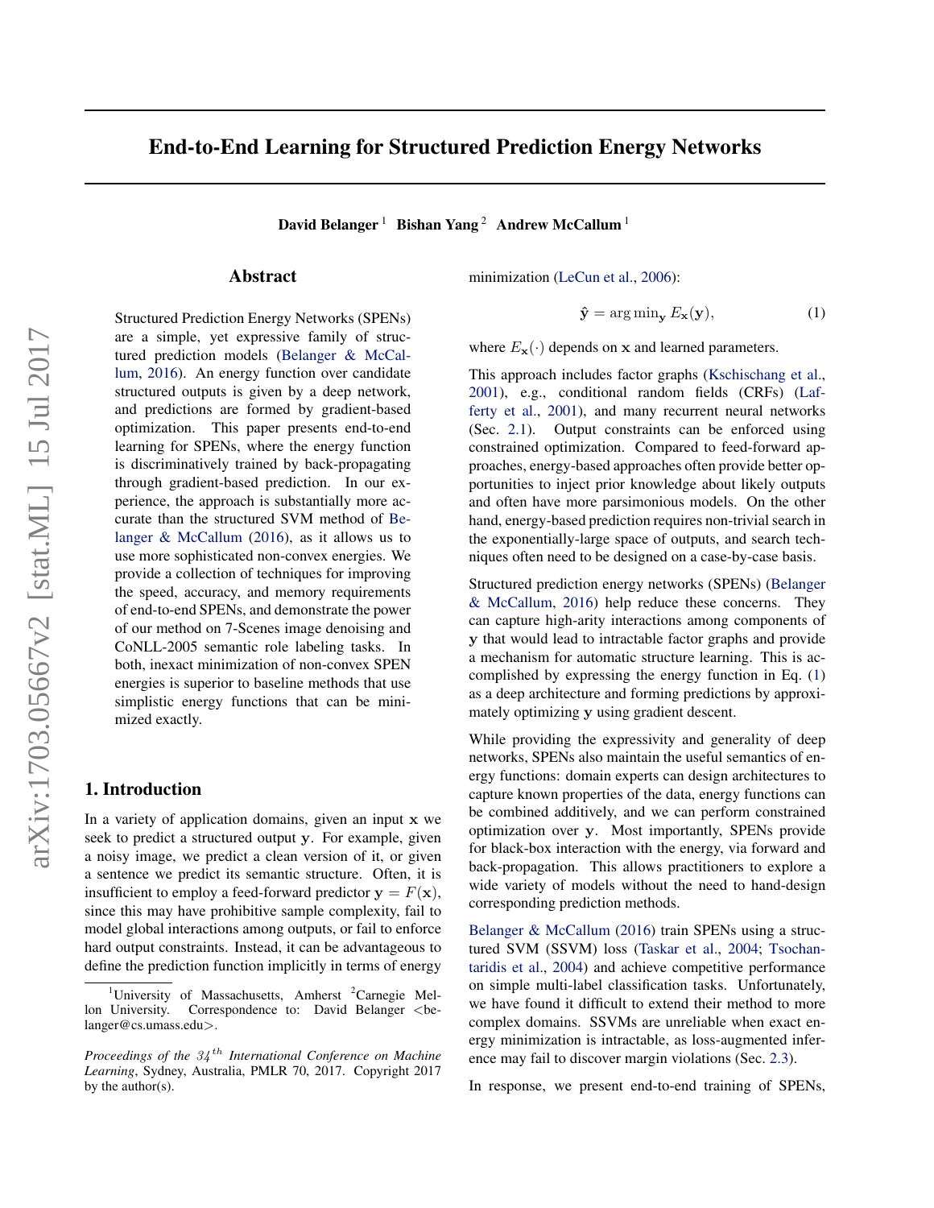# End-to-End Learning for Structured Prediction Energy Networks

**David Belanger** [1] **Bishan Yang** [2] **Andrew McCallum** [1]

## Abstract

Structured Prediction Energy Networks (SPENs) are a simple, yet expressive family of structured prediction models (Belanger & McCallum, 2016). An energy function over candidate structured outputs is given by a deep network, and predictions are formed by gradient-based optimization. This paper presents end-to-end learning for SPENs, where the energy function is discriminatively trained by back-propagating through gradient-based prediction. In our experience, the approach is substantially more accurate than the structured SVM method of Belanger & McCallum (2016), as it allows us to use more sophisticated non-convex energies. We provide a collection of techniques for improving the speed, accuracy, and memory requirements of end-to-end SPENs, and demonstrate the power of our method on 7-Scenes image denoising and CoNLL-2005 semantic role labeling tasks. In both, inexact minimization of non-convex SPEN energies is superior to baseline methods that use simplistic energy functions that can be minimized exactly.

## 1. Introduction

In a variety of application domains, given an input $\mathbf{x}$ we seek to predict a structured output $\mathbf{y}$. For example, given a noisy image, we predict a clean version of it, or given a sentence we predict its semantic structure. Often, it is insufficient to employ a feed-forward predictor $\mathbf{y} = F(\mathbf{x})$, since this may have prohibitive sample complexity, fail to model global interactions among outputs, or fail to enforce hard output constraints. Instead, it can be advantageous to define the prediction function implicitly in terms of energy minimization (LeCun et al., 2006):

$$\hat{\mathbf{y}} = \arg\min_{\mathbf{y}} E_{\mathbf{x}}(\mathbf{y}), \tag{1}$$

where $E_{\mathbf{x}}(\cdot)$ depends on $\mathbf{x}$ and learned parameters.

This approach includes factor graphs (Kschischang et al., 2001), e.g., conditional random fields (CRFs) (Lafferty et al., 2001), and many recurrent neural networks (Sec. 2.1). Output constraints can be enforced using constrained optimization. Compared to feed-forward approaches, energy-based approaches often provide better opportunities to inject prior knowledge about likely outputs and often have more parsimonious models. On the other hand, energy-based prediction requires non-trivial search in the exponentially-large space of outputs, and search techniques often need to be designed on a case-by-case basis.

Structured prediction energy networks (SPENs) (Belanger & McCallum, 2016) help reduce these concerns. They can capture high-arity interactions among components of $\mathbf{y}$ that would lead to intractable factor graphs and provide a mechanism for automatic structure learning. This is accomplished by expressing the energy function in Eq. (1) as a deep architecture and forming predictions by approximately optimizing $\mathbf{y}$ using gradient descent.

While providing the expressivity and generality of deep networks, SPENs also maintain the useful semantics of energy functions: domain experts can design architectures to capture known properties of the data, energy functions can be combined additively, and we can perform constrained optimization over $\mathbf{y}$. Most importantly, SPENs provide for black-box interaction with the energy, via forward and back-propagation. This allows practitioners to explore a wide variety of models without the need to hand-design corresponding prediction methods.

Belanger & McCallum (2016) train SPENs using a structured SVM (SSVM) loss (Taskar et al., 2004; Tsochantaridis et al., 2004) and achieve competitive performance on simple multi-label classification tasks. Unfortunately, we have found it difficult to extend their method to more complex domains. SSVMs are unreliable when exact energy minimization is intractable, as loss-augmented inference may fail to discover margin violations (Sec. 2.3).

In response, we present end-to-end training of SPENs,

---

[1] University of Massachusetts, Amherst [2] Carnegie Mellon University. Correspondence to: David Belanger <belanger@cs.umass.edu>.

*Proceedings of the 34th International Conference on Machine Learning*, Sydney, Australia, PMLR 70, 2017. Copyright 2017 by the author(s).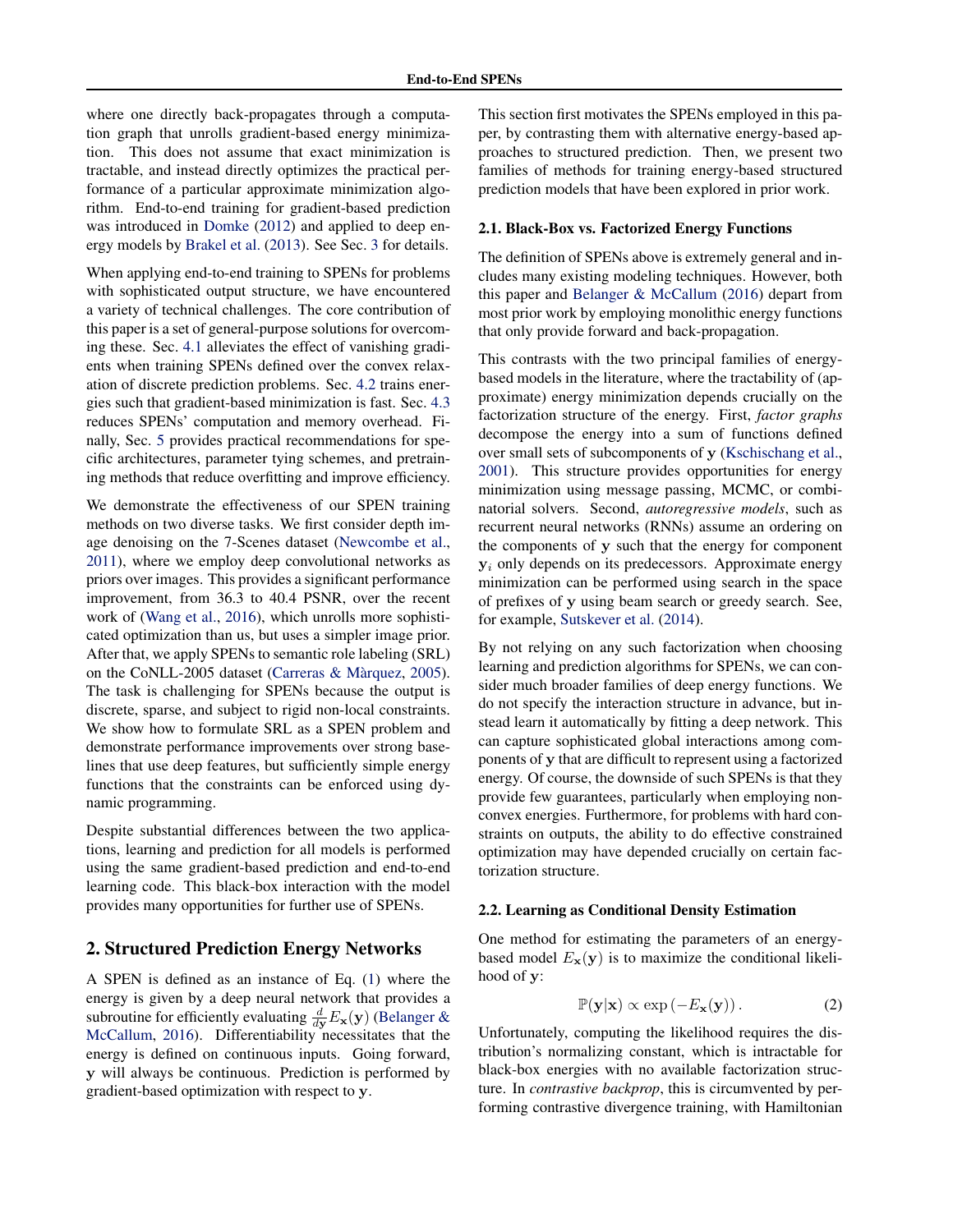where one directly back-propagates through a computation graph that unrolls gradient-based energy minimization. This does not assume that exact minimization is tractable, and instead directly optimizes the practical performance of a particular approximate minimization algorithm. End-to-end training for gradient-based prediction was introduced in Domke (2012) and applied to deep energy models by Brakel et al. (2013). See Sec. 3 for details.

When applying end-to-end training to SPENs for problems with sophisticated output structure, we have encountered a variety of technical challenges. The core contribution of this paper is a set of general-purpose solutions for overcoming these. Sec. 4.1 alleviates the effect of vanishing gradients when training SPENs defined over the convex relaxation of discrete prediction problems. Sec. 4.2 trains energies such that gradient-based minimization is fast. Sec. 4.3 reduces SPENs' computation and memory overhead. Finally, Sec. 5 provides practical recommendations for specific architectures, parameter tying schemes, and pretraining methods that reduce overfitting and improve efficiency.

We demonstrate the effectiveness of our SPEN training methods on two diverse tasks. We first consider depth image denoising on the 7-Scenes dataset (Newcombe et al., 2011), where we employ deep convolutional networks as priors over images. This provides a significant performance improvement, from 36.3 to 40.4 PSNR, over the recent work of (Wang et al., 2016), which unrolls more sophisticated optimization than us, but uses a simpler image prior. After that, we apply SPENs to semantic role labeling (SRL) on the CoNLL-2005 dataset (Carreras & Màrquez, 2005). The task is challenging for SPENs because the output is discrete, sparse, and subject to rigid non-local constraints. We show how to formulate SRL as a SPEN problem and demonstrate performance improvements over strong baselines that use deep features, but sufficiently simple energy functions that the constraints can be enforced using dynamic programming.

Despite substantial differences between the two applications, learning and prediction for all models is performed using the same gradient-based prediction and end-to-end learning code. This black-box interaction with the model provides many opportunities for further use of SPENs.

## 2. Structured Prediction Energy Networks

A SPEN is defined as an instance of Eq. (1) where the energy is given by a deep neural network that provides a subroutine for efficiently evaluating $\frac{d}{d\mathbf{y}}E_{\mathbf{x}}(\mathbf{y})$ (Belanger & McCallum, 2016). Differentiability necessitates that the energy is defined on continuous inputs. Going forward, $\mathbf{y}$ will always be continuous. Prediction is performed by gradient-based optimization with respect to $\mathbf{y}$.

This section first motivates the SPENs employed in this paper, by contrasting them with alternative energy-based approaches to structured prediction. Then, we present two families of methods for training energy-based structured prediction models that have been explored in prior work.

### 2.1. Black-Box vs. Factorized Energy Functions

The definition of SPENs above is extremely general and includes many existing modeling techniques. However, both this paper and Belanger & McCallum (2016) depart from most prior work by employing monolithic energy functions that only provide forward and back-propagation.

This contrasts with the two principal families of energy-based models in the literature, where the tractability of (approximate) energy minimization depends crucially on the factorization structure of the energy. First, *factor graphs* decompose the energy into a sum of functions defined over small sets of subcomponents of $\mathbf{y}$ (Kschischang et al., 2001). This structure provides opportunities for energy minimization using message passing, MCMC, or combinatorial solvers. Second, *autoregressive models*, such as recurrent neural networks (RNNs) assume an ordering on the components of $\mathbf{y}$ such that the energy for component $\mathbf{y}_i$ only depends on its predecessors. Approximate energy minimization can be performed using search in the space of prefixes of $\mathbf{y}$ using beam search or greedy search. See, for example, Sutskever et al. (2014).

By not relying on any such factorization when choosing learning and prediction algorithms for SPENs, we can consider much broader families of deep energy functions. We do not specify the interaction structure in advance, but instead learn it automatically by fitting a deep network. This can capture sophisticated global interactions among components of $\mathbf{y}$ that are difficult to represent using a factorized energy. Of course, the downside of such SPENs is that they provide few guarantees, particularly when employing nonconvex energies. Furthermore, for problems with hard constraints on outputs, the ability to do effective constrained optimization may have depended crucially on certain factorization structure.

### 2.2. Learning as Conditional Density Estimation

One method for estimating the parameters of an energy-based model $E_{\mathbf{x}}(\mathbf{y})$ is to maximize the conditional likelihood of $\mathbf{y}$:

$$\mathbb{P}(\mathbf{y}|\mathbf{x}) \propto \exp\left(-E_{\mathbf{x}}(\mathbf{y})\right). \tag{2}$$

Unfortunately, computing the likelihood requires the distribution's normalizing constant, which is intractable for black-box energies with no available factorization structure. In *contrastive backprop*, this is circumvented by performing contrastive divergence training, with Hamiltonian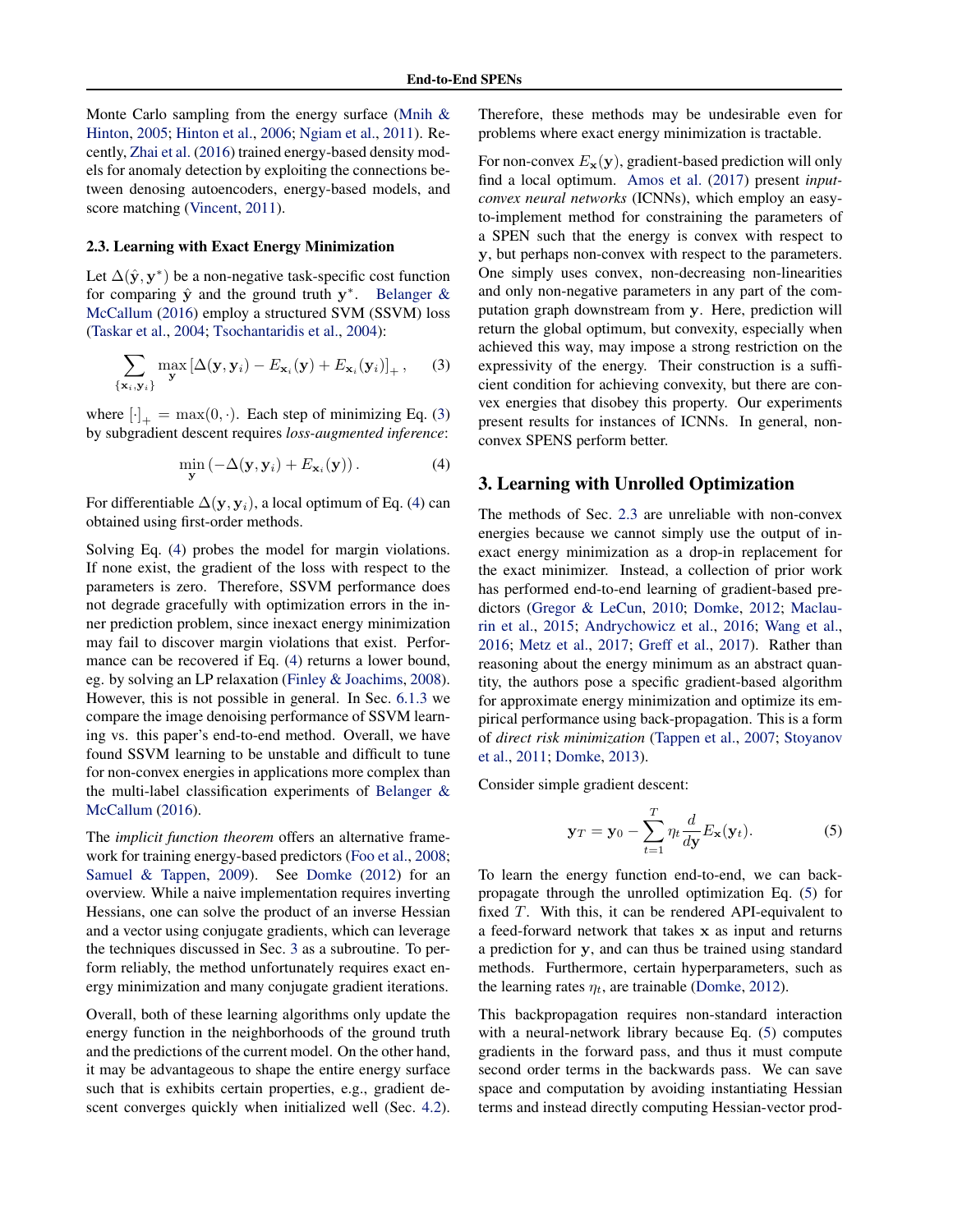Monte Carlo sampling from the energy surface (Mnih & Hinton, 2005; Hinton et al., 2006; Ngiam et al., 2011). Recently, Zhai et al. (2016) trained energy-based density models for anomaly detection by exploiting the connections between denosing autoencoders, energy-based models, and score matching (Vincent, 2011).

### 2.3. Learning with Exact Energy Minimization

Let $\Delta(\hat{\mathbf{y}}, \mathbf{y}^*)$ be a non-negative task-specific cost function for comparing $\hat{\mathbf{y}}$ and the ground truth $\mathbf{y}^*$. Belanger & McCallum (2016) employ a structured SVM (SSVM) loss (Taskar et al., 2004; Tsochantaridis et al., 2004):

$$\sum_{\{\mathbf{x}_i, \mathbf{y}_i\}} \max_{\mathbf{y}} \left[\Delta(\mathbf{y}, \mathbf{y}_i) - E_{\mathbf{x}_i}(\mathbf{y}) + E_{\mathbf{x}_i}(\mathbf{y}_i)\right]_+, \quad (3)$$

where $[\cdot]_+ = \max(0, \cdot)$. Each step of minimizing Eq. (3) by subgradient descent requires *loss-augmented inference*:

$$\min_{\mathbf{y}} \left(-\Delta(\mathbf{y}, \mathbf{y}_i) + E_{\mathbf{x}_i}(\mathbf{y})\right). \quad (4)$$

For differentiable $\Delta(\mathbf{y}, \mathbf{y}_i)$, a local optimum of Eq. (4) can obtained using first-order methods.

Solving Eq. (4) probes the model for margin violations. If none exist, the gradient of the loss with respect to the parameters is zero. Therefore, SSVM performance does not degrade gracefully with optimization errors in the inner prediction problem, since inexact energy minimization may fail to discover margin violations that exist. Performance can be recovered if Eq. (4) returns a lower bound, eg. by solving an LP relaxation (Finley & Joachims, 2008). However, this is not possible in general. In Sec. 6.1.3 we compare the image denoising performance of SSVM learning vs. this paper's end-to-end method. Overall, we have found SSVM learning to be unstable and difficult to tune for non-convex energies in applications more complex than the multi-label classification experiments of Belanger & McCallum (2016).

The *implicit function theorem* offers an alternative framework for training energy-based predictors (Foo et al., 2008; Samuel & Tappen, 2009). See Domke (2012) for an overview. While a naive implementation requires inverting Hessians, one can solve the product of an inverse Hessian and a vector using conjugate gradients, which can leverage the techniques discussed in Sec. 3 as a subroutine. To perform reliably, the method unfortunately requires exact energy minimization and many conjugate gradient iterations.

Overall, both of these learning algorithms only update the energy function in the neighborhoods of the ground truth and the predictions of the current model. On the other hand, it may be advantageous to shape the entire energy surface such that is exhibits certain properties, e.g., gradient descent converges quickly when initialized well (Sec. 4.2). Therefore, these methods may be undesirable even for problems where exact energy minimization is tractable.

For non-convex $E_{\mathbf{x}}(\mathbf{y})$, gradient-based prediction will only find a local optimum. Amos et al. (2017) present *input-convex neural networks* (ICNNs), which employ an easy-to-implement method for constraining the parameters of a SPEN such that the energy is convex with respect to $\mathbf{y}$, but perhaps non-convex with respect to the parameters. One simply uses convex, non-decreasing non-linearities and only non-negative parameters in any part of the computation graph downstream from $\mathbf{y}$. Here, prediction will return the global optimum, but convexity, especially when achieved this way, may impose a strong restriction on the expressivity of the energy. Their construction is a sufficient condition for achieving convexity, but there are convex energies that disobey this property. Our experiments present results for instances of ICNNs. In general, non-convex SPENS perform better.

## 3. Learning with Unrolled Optimization

The methods of Sec. 2.3 are unreliable with non-convex energies because we cannot simply use the output of inexact energy minimization as a drop-in replacement for the exact minimizer. Instead, a collection of prior work has performed end-to-end learning of gradient-based predictors (Gregor & LeCun, 2010; Domke, 2012; Maclaurin et al., 2015; Andrychowicz et al., 2016; Wang et al., 2016; Metz et al., 2017; Greff et al., 2017). Rather than reasoning about the energy minimum as an abstract quantity, the authors pose a specific gradient-based algorithm for approximate energy minimization and optimize its empirical performance using back-propagation. This is a form of *direct risk minimization* (Tappen et al., 2007; Stoyanov et al., 2011; Domke, 2013).

Consider simple gradient descent:

$$\mathbf{y}_T = \mathbf{y}_0 - \sum_{t=1}^{T} \eta_t \frac{d}{d\mathbf{y}} E_{\mathbf{x}}(\mathbf{y}_t). \quad (5)$$

To learn the energy function end-to-end, we can backpropagate through the unrolled optimization Eq. (5) for fixed $T$. With this, it can be rendered API-equivalent to a feed-forward network that takes $\mathbf{x}$ as input and returns a prediction for $\mathbf{y}$, and can thus be trained using standard methods. Furthermore, certain hyperparameters, such as the learning rates $\eta_t$, are trainable (Domke, 2012).

This backpropagation requires non-standard interaction with a neural-network library because Eq. (5) computes gradients in the forward pass, and thus it must compute second order terms in the backwards pass. We can save space and computation by avoiding instantiating Hessian terms and instead directly computing Hessian-vector prod-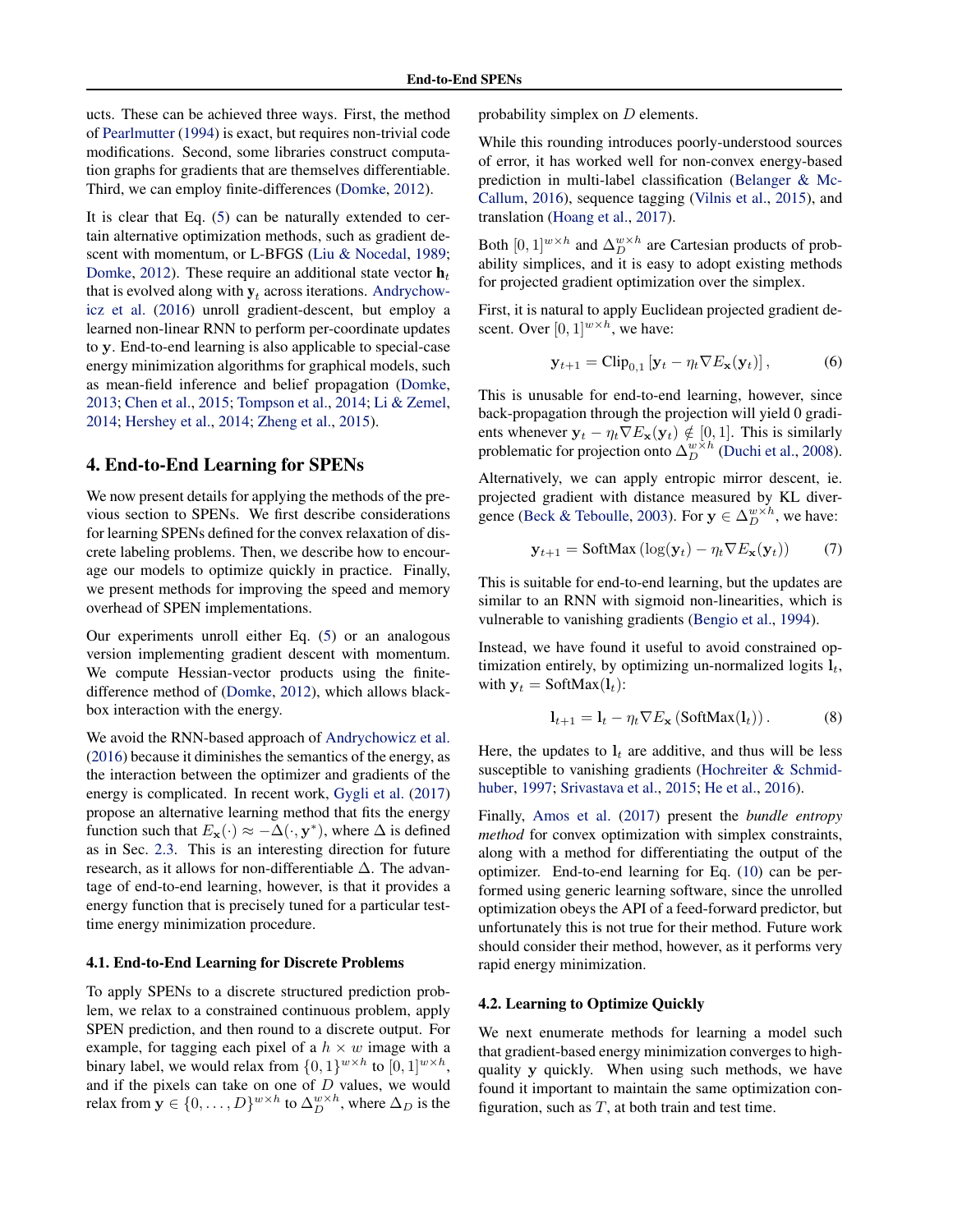ucts. These can be achieved three ways. First, the method of Pearlmutter (1994) is exact, but requires non-trivial code modifications. Second, some libraries construct computation graphs for gradients that are themselves differentiable. Third, we can employ finite-differences (Domke, 2012).

It is clear that Eq. (5) can be naturally extended to certain alternative optimization methods, such as gradient descent with momentum, or L-BFGS (Liu & Nocedal, 1989; Domke, 2012). These require an additional state vector $\mathbf{h}_t$ that is evolved along with $\mathbf{y}_t$ across iterations. Andrychowicz et al. (2016) unroll gradient-descent, but employ a learned non-linear RNN to perform per-coordinate updates to $\mathbf{y}$. End-to-end learning is also applicable to special-case energy minimization algorithms for graphical models, such as mean-field inference and belief propagation (Domke, 2013; Chen et al., 2015; Tompson et al., 2014; Li & Zemel, 2014; Hershey et al., 2014; Zheng et al., 2015).

## 4. End-to-End Learning for SPENs

We now present details for applying the methods of the previous section to SPENs. We first describe considerations for learning SPENs defined for the convex relaxation of discrete labeling problems. Then, we describe how to encourage our models to optimize quickly in practice. Finally, we present methods for improving the speed and memory overhead of SPEN implementations.

Our experiments unroll either Eq. (5) or an analogous version implementing gradient descent with momentum. We compute Hessian-vector products using the finite-difference method of (Domke, 2012), which allows black-box interaction with the energy.

We avoid the RNN-based approach of Andrychowicz et al. (2016) because it diminishes the semantics of the energy, as the interaction between the optimizer and gradients of the energy is complicated. In recent work, Gygli et al. (2017) propose an alternative learning method that fits the energy function such that $E_{\mathbf{x}}(\cdot) \approx -\Delta(\cdot, \mathbf{y}^*)$, where $\Delta$ is defined as in Sec. 2.3. This is an interesting direction for future research, as it allows for non-differentiable $\Delta$. The advantage of end-to-end learning, however, is that it provides a energy function that is precisely tuned for a particular test-time energy minimization procedure.

### 4.1. End-to-End Learning for Discrete Problems

To apply SPENs to a discrete structured prediction problem, we relax to a constrained continuous problem, apply SPEN prediction, and then round to a discrete output. For example, for tagging each pixel of a $h \times w$ image with a binary label, we would relax from $\{0,1\}^{w \times h}$ to $[0,1]^{w \times h}$, and if the pixels can take on one of $D$ values, we would relax from $\mathbf{y} \in \{0, \ldots, D\}^{w \times h}$ to $\Delta_D^{w \times h}$, where $\Delta_D$ is the probability simplex on $D$ elements.

While this rounding introduces poorly-understood sources of error, it has worked well for non-convex energy-based prediction in multi-label classification (Belanger & McCallum, 2016), sequence tagging (Vilnis et al., 2015), and translation (Hoang et al., 2017).

Both $[0,1]^{w \times h}$ and $\Delta_D^{w \times h}$ are Cartesian products of probability simplices, and it is easy to adopt existing methods for projected gradient optimization over the simplex.

First, it is natural to apply Euclidean projected gradient descent. Over $[0,1]^{w \times h}$, we have:

$$\mathbf{y}_{t+1} = \text{Clip}_{0,1}\left[\mathbf{y}_t - \eta_t \nabla E_{\mathbf{x}}(\mathbf{y}_t)\right], \tag{6}$$

This is unusable for end-to-end learning, however, since back-propagation through the projection will yield 0 gradients whenever $\mathbf{y}_t - \eta_t \nabla E_{\mathbf{x}}(\mathbf{y}_t) \notin [0,1]$. This is similarly problematic for projection onto $\Delta_D^{w \times h}$ (Duchi et al., 2008).

Alternatively, we can apply entropic mirror descent, ie. projected gradient with distance measured by KL divergence (Beck & Teboulle, 2003). For $\mathbf{y} \in \Delta_D^{w \times h}$, we have:

$$\mathbf{y}_{t+1} = \text{SoftMax}\left(\log(\mathbf{y}_t) - \eta_t \nabla E_{\mathbf{x}}(\mathbf{y}_t)\right) \tag{7}$$

This is suitable for end-to-end learning, but the updates are similar to an RNN with sigmoid non-linearities, which is vulnerable to vanishing gradients (Bengio et al., 1994).

Instead, we have found it useful to avoid constrained optimization entirely, by optimizing un-normalized logits $\mathbf{l}_t$, with $\mathbf{y}_t = \text{SoftMax}(\mathbf{l}_t)$:

$$\mathbf{l}_{t+1} = \mathbf{l}_t - \eta_t \nabla E_{\mathbf{x}}\left(\text{SoftMax}(\mathbf{l}_t)\right). \tag{8}$$

Here, the updates to $\mathbf{l}_t$ are additive, and thus will be less susceptible to vanishing gradients (Hochreiter & Schmidhuber, 1997; Srivastava et al., 2015; He et al., 2016).

Finally, Amos et al. (2017) present the *bundle entropy method* for convex optimization with simplex constraints, along with a method for differentiating the output of the optimizer. End-to-end learning for Eq. (10) can be performed using generic learning software, since the unrolled optimization obeys the API of a feed-forward predictor, but unfortunately this is not true for their method. Future work should consider their method, however, as it performs very rapid energy minimization.

### 4.2. Learning to Optimize Quickly

We next enumerate methods for learning a model such that gradient-based energy minimization converges to high-quality $\mathbf{y}$ quickly. When using such methods, we have found it important to maintain the same optimization configuration, such as $T$, at both train and test time.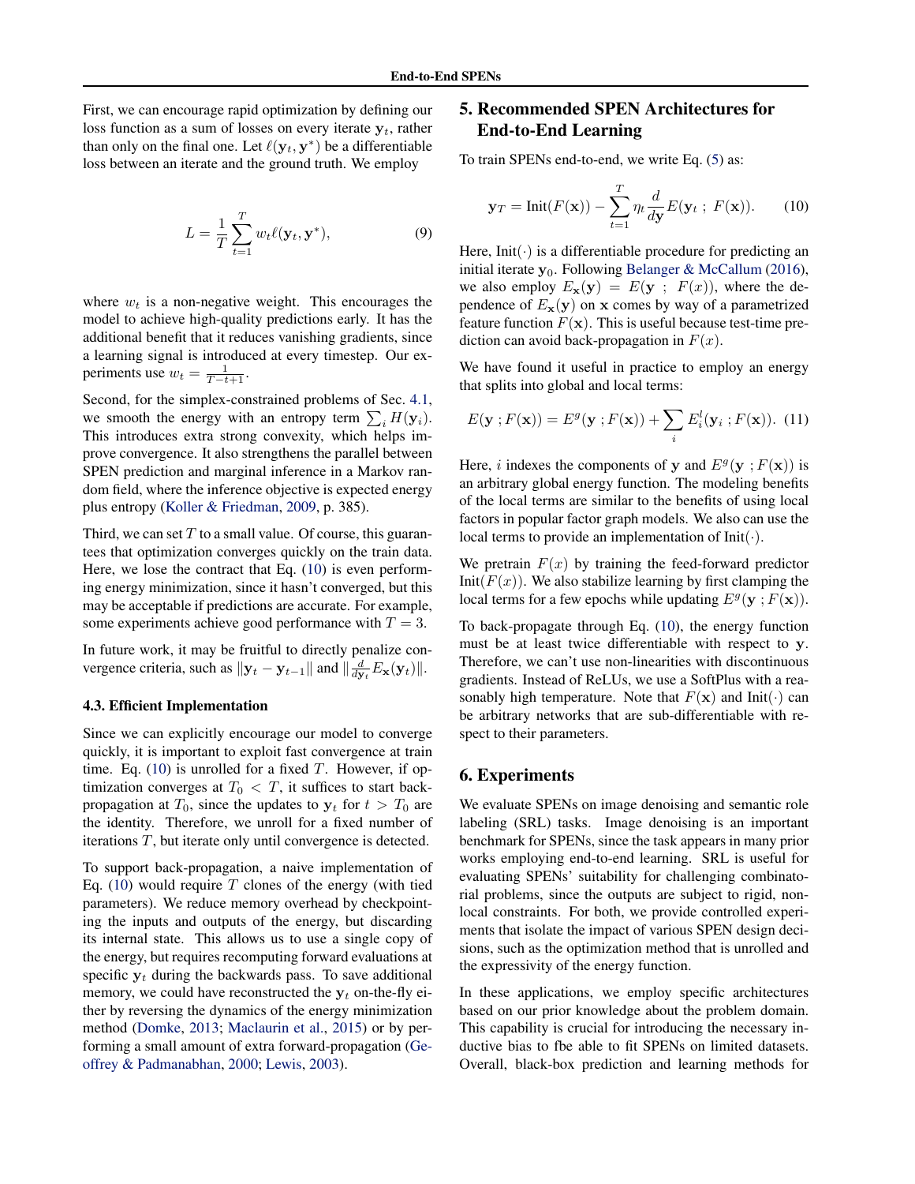First, we can encourage rapid optimization by defining our loss function as a sum of losses on every iterate $\mathbf{y}_t$, rather than only on the final one. Let $\ell(\mathbf{y}_t, \mathbf{y}^*)$ be a differentiable loss between an iterate and the ground truth. We employ

$$L = \frac{1}{T} \sum_{t=1}^{T} w_t \ell(\mathbf{y}_t, \mathbf{y}^*), \tag{9}$$

where $w_t$ is a non-negative weight. This encourages the model to achieve high-quality predictions early. It has the additional benefit that it reduces vanishing gradients, since a learning signal is introduced at every timestep. Our experiments use $w_t = \frac{1}{T-t+1}$.

Second, for the simplex-constrained problems of Sec. 4.1, we smooth the energy with an entropy term $\sum_i H(\mathbf{y}_i)$. This introduces extra strong convexity, which helps improve convergence. It also strengthens the parallel between SPEN prediction and marginal inference in a Markov random field, where the inference objective is expected energy plus entropy (Koller & Friedman, 2009, p. 385).

Third, we can set $T$ to a small value. Of course, this guarantees that optimization converges quickly on the train data. Here, we lose the contract that Eq. (10) is even performing energy minimization, since it hasn't converged, but this may be acceptable if predictions are accurate. For example, some experiments achieve good performance with $T = 3$.

In future work, it may be fruitful to directly penalize convergence criteria, such as $\|\mathbf{y}_t - \mathbf{y}_{t-1}\|$ and $\|\frac{d}{d\mathbf{y}_t} E_{\mathbf{x}}(\mathbf{y}_t)\|$.

### 4.3. Efficient Implementation

Since we can explicitly encourage our model to converge quickly, it is important to exploit fast convergence at train time. Eq. (10) is unrolled for a fixed $T$. However, if optimization converges at $T_0 < T$, it suffices to start back-propagation at $T_0$, since the updates to $\mathbf{y}_t$ for $t > T_0$ are the identity. Therefore, we unroll for a fixed number of iterations $T$, but iterate only until convergence is detected.

To support back-propagation, a naive implementation of Eq. (10) would require $T$ clones of the energy (with tied parameters). We reduce memory overhead by checkpointing the inputs and outputs of the energy, but discarding its internal state. This allows us to use a single copy of the energy, but requires recomputing forward evaluations at specific $\mathbf{y}_t$ during the backwards pass. To save additional memory, we could have reconstructed the $\mathbf{y}_t$ on-the-fly either by reversing the dynamics of the energy minimization method (Domke, 2013; Maclaurin et al., 2015) or by performing a small amount of extra forward-propagation (Geoffrey & Padmanabhan, 2000; Lewis, 2003).

## 5. Recommended SPEN Architectures for End-to-End Learning

To train SPENs end-to-end, we write Eq. (5) as:

$$\mathbf{y}_T = \text{Init}(F(\mathbf{x})) - \sum_{t=1}^{T} \eta_t \frac{d}{d\mathbf{y}} E(\mathbf{y}_t \;;\; F(\mathbf{x})). \tag{10}$$

Here, $\text{Init}(\cdot)$ is a differentiable procedure for predicting an initial iterate $\mathbf{y}_0$. Following Belanger & McCallum (2016), we also employ $E_{\mathbf{x}}(\mathbf{y}) = E(\mathbf{y} \;;\; F(x))$, where the dependence of $E_{\mathbf{x}}(\mathbf{y})$ on $\mathbf{x}$ comes by way of a parametrized feature function $F(\mathbf{x})$. This is useful because test-time prediction can avoid back-propagation in $F(x)$.

We have found it useful in practice to employ an energy that splits into global and local terms:

$$E(\mathbf{y} \,; F(\mathbf{x})) = E^g(\mathbf{y} \,; F(\mathbf{x})) + \sum_i E_i^l(\mathbf{y}_i \,; F(\mathbf{x})). \tag{11}$$

Here, $i$ indexes the components of $\mathbf{y}$ and $E^g(\mathbf{y} \,; F(\mathbf{x}))$ is an arbitrary global energy function. The modeling benefits of the local terms are similar to the benefits of using local factors in popular factor graph models. We also can use the local terms to provide an implementation of $\text{Init}(\cdot)$.

We pretrain $F(x)$ by training the feed-forward predictor $\text{Init}(F(x))$. We also stabilize learning by first clamping the local terms for a few epochs while updating $E^g(\mathbf{y} \,; F(\mathbf{x}))$.

To back-propagate through Eq. (10), the energy function must be at least twice differentiable with respect to $\mathbf{y}$. Therefore, we can't use non-linearities with discontinuous gradients. Instead of ReLUs, we use a SoftPlus with a reasonably high temperature. Note that $F(\mathbf{x})$ and $\text{Init}(\cdot)$ can be arbitrary networks that are sub-differentiable with respect to their parameters.

## 6. Experiments

We evaluate SPENs on image denoising and semantic role labeling (SRL) tasks. Image denoising is an important benchmark for SPENs, since the task appears in many prior works employing end-to-end learning. SRL is useful for evaluating SPENs' suitability for challenging combinatorial problems, since the outputs are subject to rigid, nonlocal constraints. For both, we provide controlled experiments that isolate the impact of various SPEN design decisions, such as the optimization method that is unrolled and the expressivity of the energy function.

In these applications, we employ specific architectures based on our prior knowledge about the problem domain. This capability is crucial for introducing the necessary inductive bias to fbe able to fit SPENs on limited datasets. Overall, black-box prediction and learning methods for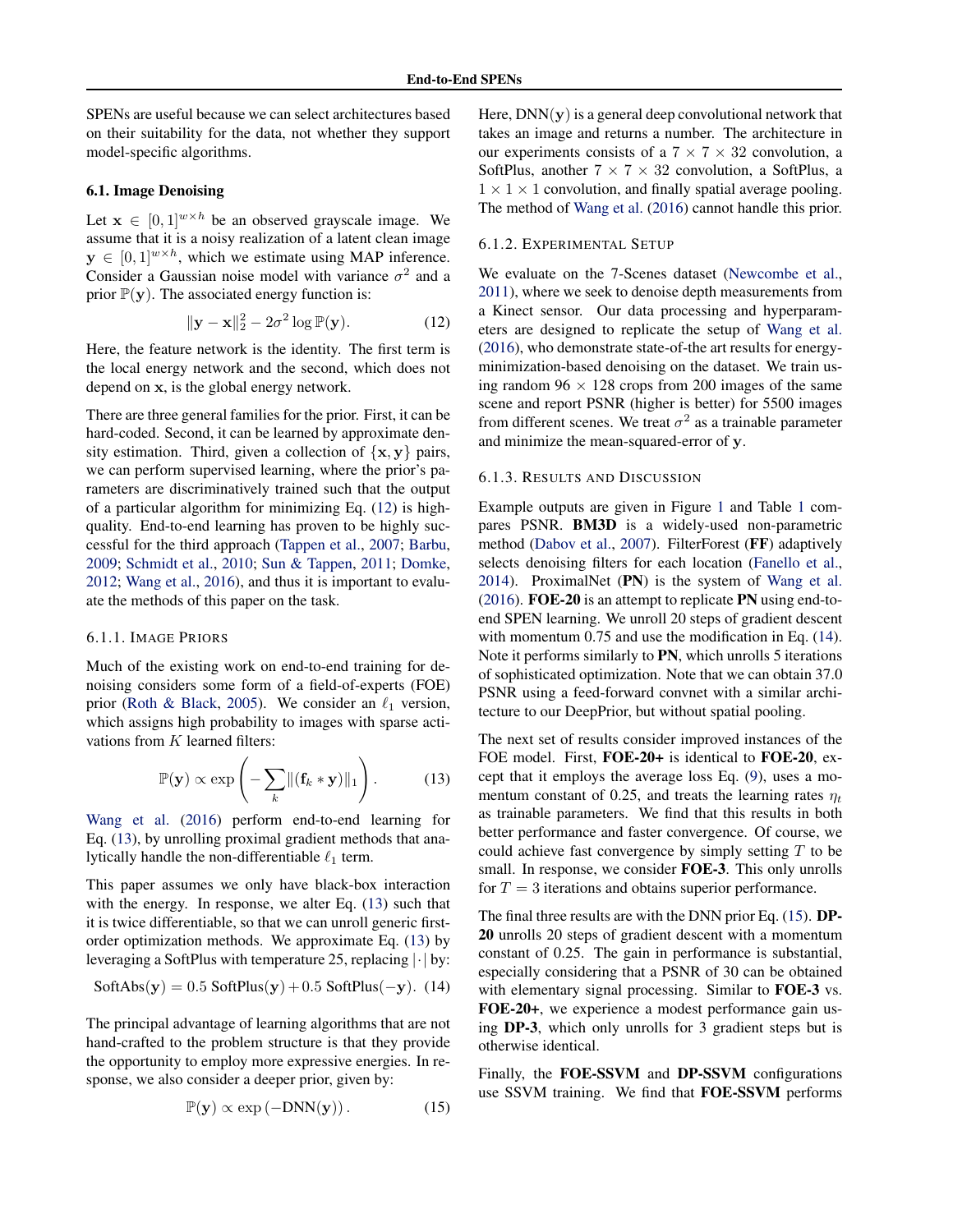SPENs are useful because we can select architectures based on their suitability for the data, not whether they support model-specific algorithms.

### 6.1. Image Denoising

Let $\mathbf{x} \in [0, 1]^{w \times h}$ be an observed grayscale image. We assume that it is a noisy realization of a latent clean image $\mathbf{y} \in [0, 1]^{w \times h}$, which we estimate using MAP inference. Consider a Gaussian noise model with variance $\sigma^2$ and a prior $\mathbb{P}(\mathbf{y})$. The associated energy function is:

$$\|\mathbf{y} - \mathbf{x}\|_2^2 - 2\sigma^2 \log \mathbb{P}(\mathbf{y}). \tag{12}$$

Here, the feature network is the identity. The first term is the local energy network and the second, which does not depend on $\mathbf{x}$, is the global energy network.

There are three general families for the prior. First, it can be hard-coded. Second, it can be learned by approximate density estimation. Third, given a collection of $\{\mathbf{x}, \mathbf{y}\}$ pairs, we can perform supervised learning, where the prior's parameters are discriminatively trained such that the output of a particular algorithm for minimizing Eq. (12) is high-quality. End-to-end learning has proven to be highly successful for the third approach (Tappen et al., 2007; Barbu, 2009; Schmidt et al., 2010; Sun & Tappen, 2011; Domke, 2012; Wang et al., 2016), and thus it is important to evaluate the methods of this paper on the task.

#### 6.1.1. Image Priors

Much of the existing work on end-to-end training for denoising considers some form of a field-of-experts (FOE) prior (Roth & Black, 2005). We consider an $\ell_1$ version, which assigns high probability to images with sparse activations from $K$ learned filters:

$$\mathbb{P}(\mathbf{y}) \propto \exp\left(-\sum_k \|(\mathbf{f}_k * \mathbf{y})\|_1\right). \tag{13}$$

Wang et al. (2016) perform end-to-end learning for Eq. (13), by unrolling proximal gradient methods that analytically handle the non-differentiable $\ell_1$ term.

This paper assumes we only have black-box interaction with the energy. In response, we alter Eq. (13) such that it is twice differentiable, so that we can unroll generic first-order optimization methods. We approximate Eq. (13) by leveraging a SoftPlus with temperature 25, replacing $|\cdot|$ by:

$$\text{SoftAbs}(\mathbf{y}) = 0.5\ \text{SoftPlus}(\mathbf{y}) + 0.5\ \text{SoftPlus}(-\mathbf{y}). \tag{14}$$

The principal advantage of learning algorithms that are not hand-crafted to the problem structure is that they provide the opportunity to employ more expressive energies. In response, we also consider a deeper prior, given by:

$$\mathbb{P}(\mathbf{y}) \propto \exp\left(-\text{DNN}(\mathbf{y})\right). \tag{15}$$

Here, $\text{DNN}(\mathbf{y})$ is a general deep convolutional network that takes an image and returns a number. The architecture in our experiments consists of a $7 \times 7 \times 32$ convolution, a SoftPlus, another $7 \times 7 \times 32$ convolution, a SoftPlus, a $1 \times 1 \times 1$ convolution, and finally spatial average pooling. The method of Wang et al. (2016) cannot handle this prior.

#### 6.1.2. Experimental Setup

We evaluate on the 7-Scenes dataset (Newcombe et al., 2011), where we seek to denoise depth measurements from a Kinect sensor. Our data processing and hyperparameters are designed to replicate the setup of Wang et al. (2016), who demonstrate state-of-the art results for energy-minimization-based denoising on the dataset. We train using random $96 \times 128$ crops from 200 images of the same scene and report PSNR (higher is better) for 5500 images from different scenes. We treat $\sigma^2$ as a trainable parameter and minimize the mean-squared-error of $\mathbf{y}$.

#### 6.1.3. Results and Discussion

Example outputs are given in Figure 1 and Table 1 compares PSNR. **BM3D** is a widely-used non-parametric method (Dabov et al., 2007). FilterForest (**FF**) adaptively selects denoising filters for each location (Fanello et al., 2014). ProximalNet (**PN**) is the system of Wang et al. (2016). **FOE-20** is an attempt to replicate **PN** using end-to-end SPEN learning. We unroll 20 steps of gradient descent with momentum 0.75 and use the modification in Eq. (14). Note it performs similarly to **PN**, which unrolls 5 iterations of sophisticated optimization. Note that we can obtain 37.0 PSNR using a feed-forward convnet with a similar architecture to our DeepPrior, but without spatial pooling.

The next set of results consider improved instances of the FOE model. First, **FOE-20+** is identical to **FOE-20**, except that it employs the average loss Eq. (9), uses a momentum constant of 0.25, and treats the learning rates $\eta_t$ as trainable parameters. We find that this results in both better performance and faster convergence. Of course, we could achieve fast convergence by simply setting $T$ to be small. In response, we consider **FOE-3**. This only unrolls for $T = 3$ iterations and obtains superior performance.

The final three results are with the DNN prior Eq. (15). **DP-20** unrolls 20 steps of gradient descent with a momentum constant of 0.25. The gain in performance is substantial, especially considering that a PSNR of 30 can be obtained with elementary signal processing. Similar to **FOE-3** vs. **FOE-20+**, we experience a modest performance gain using **DP-3**, which only unrolls for 3 gradient steps but is otherwise identical.

Finally, the **FOE-SSVM** and **DP-SSVM** configurations use SSVM training. We find that **FOE-SSVM** performs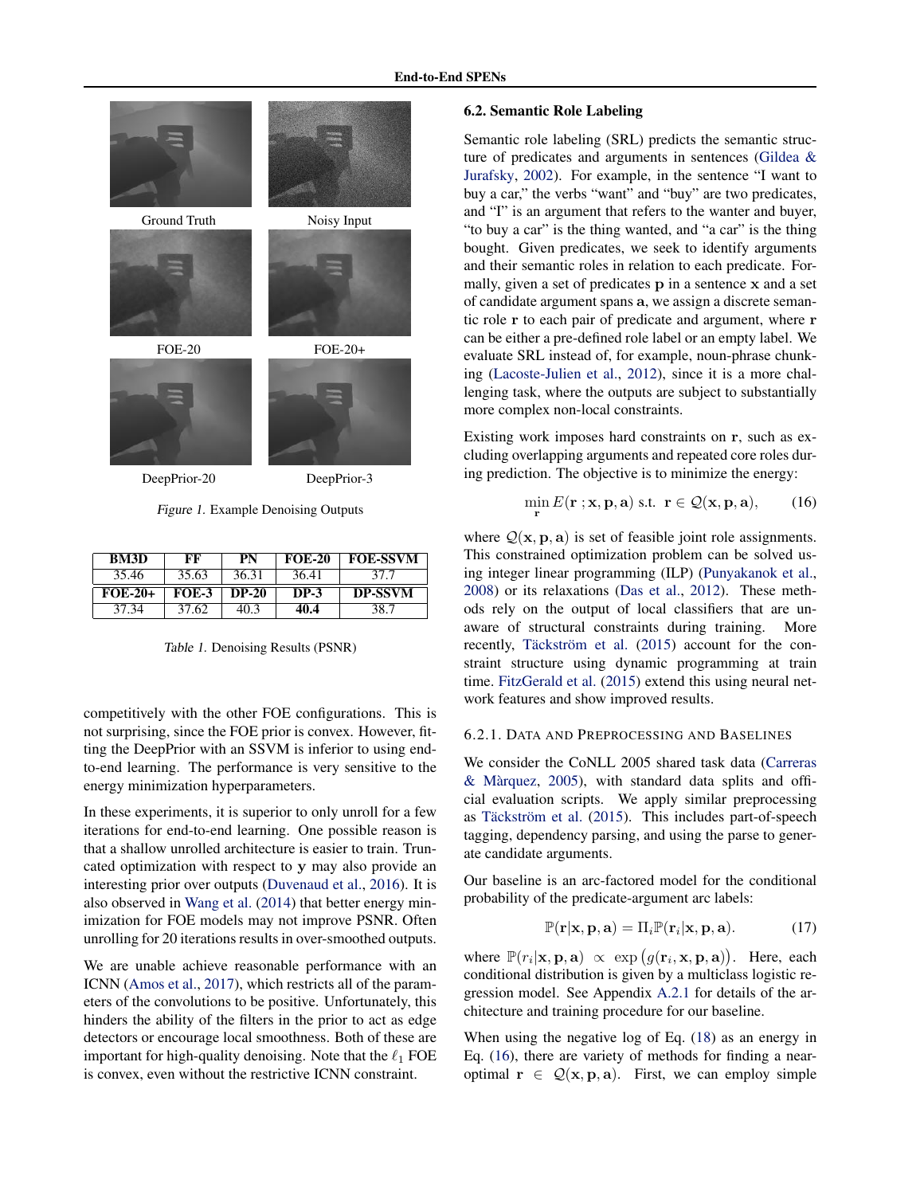Ground Truth | Noisy Input

FOE-20 | FOE-20+

DeepPrior-20 | DeepPrior-3

*Figure 1.* Example Denoising Outputs

| BM3D | FF | PN | FOE-20 | FOE-SSVM |
|---|---|---|---|---|
| 35.46 | 35.63 | 36.31 | 36.41 | 37.7 |
| **FOE-20+** | **FOE-3** | **DP-20** | **DP-3** | **DP-SSVM** |
| 37.34 | 37.62 | 40.3 | **40.4** | 38.7 |

*Table 1.* Denoising Results (PSNR)

competitively with the other FOE configurations. This is not surprising, since the FOE prior is convex. However, fitting the DeepPrior with an SSVM is inferior to using end-to-end learning. The performance is very sensitive to the energy minimization hyperparameters.

In these experiments, it is superior to only unroll for a few iterations for end-to-end learning. One possible reason is that a shallow unrolled architecture is easier to train. Truncated optimization with respect to $\mathbf{y}$ may also provide an interesting prior over outputs (Duvenaud et al., 2016). It is also observed in Wang et al. (2014) that better energy minimization for FOE models may not improve PSNR. Often unrolling for 20 iterations results in over-smoothed outputs.

We are unable achieve reasonable performance with an ICNN (Amos et al., 2017), which restricts all of the parameters of the convolutions to be positive. Unfortunately, this hinders the ability of the filters in the prior to act as edge detectors or encourage local smoothness. Both of these are important for high-quality denoising. Note that the $\ell_1$ FOE is convex, even without the restrictive ICNN constraint.

### 6.2. Semantic Role Labeling

Semantic role labeling (SRL) predicts the semantic structure of predicates and arguments in sentences (Gildea & Jurafsky, 2002). For example, in the sentence "I want to buy a car," the verbs "want" and "buy" are two predicates, and "I" is an argument that refers to the wanter and buyer, "to buy a car" is the thing wanted, and "a car" is the thing bought. Given predicates, we seek to identify arguments and their semantic roles in relation to each predicate. Formally, given a set of predicates $\mathbf{p}$ in a sentence $\mathbf{x}$ and a set of candidate argument spans $\mathbf{a}$, we assign a discrete semantic role $\mathbf{r}$ to each pair of predicate and argument, where $\mathbf{r}$ can be either a pre-defined role label or an empty label. We evaluate SRL instead of, for example, noun-phrase chunking (Lacoste-Julien et al., 2012), since it is a more challenging task, where the outputs are subject to substantially more complex non-local constraints.

Existing work imposes hard constraints on $\mathbf{r}$, such as excluding overlapping arguments and repeated core roles during prediction. The objective is to minimize the energy:

$$\min_{\mathbf{r}} E(\mathbf{r}\,; \mathbf{x}, \mathbf{p}, \mathbf{a}) \text{ s.t. } \mathbf{r} \in \mathcal{Q}(\mathbf{x}, \mathbf{p}, \mathbf{a}), \tag{16}$$

where $\mathcal{Q}(\mathbf{x}, \mathbf{p}, \mathbf{a})$ is set of feasible joint role assignments. This constrained optimization problem can be solved using integer linear programming (ILP) (Punyakanok et al., 2008) or its relaxations (Das et al., 2012). These methods rely on the output of local classifiers that are unaware of structural constraints during training. More recently, Täckström et al. (2015) account for the constraint structure using dynamic programming at train time. FitzGerald et al. (2015) extend this using neural network features and show improved results.

#### 6.2.1. Data and Preprocessing and Baselines

We consider the CoNLL 2005 shared task data (Carreras & Màrquez, 2005), with standard data splits and official evaluation scripts. We apply similar preprocessing as Täckström et al. (2015). This includes part-of-speech tagging, dependency parsing, and using the parse to generate candidate arguments.

Our baseline is an arc-factored model for the conditional probability of the predicate-argument arc labels:

$$\mathbb{P}(\mathbf{r}|\mathbf{x}, \mathbf{p}, \mathbf{a}) = \Pi_i \mathbb{P}(\mathbf{r}_i|\mathbf{x}, \mathbf{p}, \mathbf{a}). \tag{17}$$

where $\mathbb{P}(r_i|\mathbf{x}, \mathbf{p}, \mathbf{a}) \propto \exp\big(g(\mathbf{r}_i, \mathbf{x}, \mathbf{p}, \mathbf{a})\big)$. Here, each conditional distribution is given by a multiclass logistic regression model. See Appendix A.2.1 for details of the architecture and training procedure for our baseline.

When using the negative log of Eq. (18) as an energy in Eq. (16), there are variety of methods for finding a near-optimal $\mathbf{r} \in \mathcal{Q}(\mathbf{x}, \mathbf{p}, \mathbf{a})$. First, we can employ simple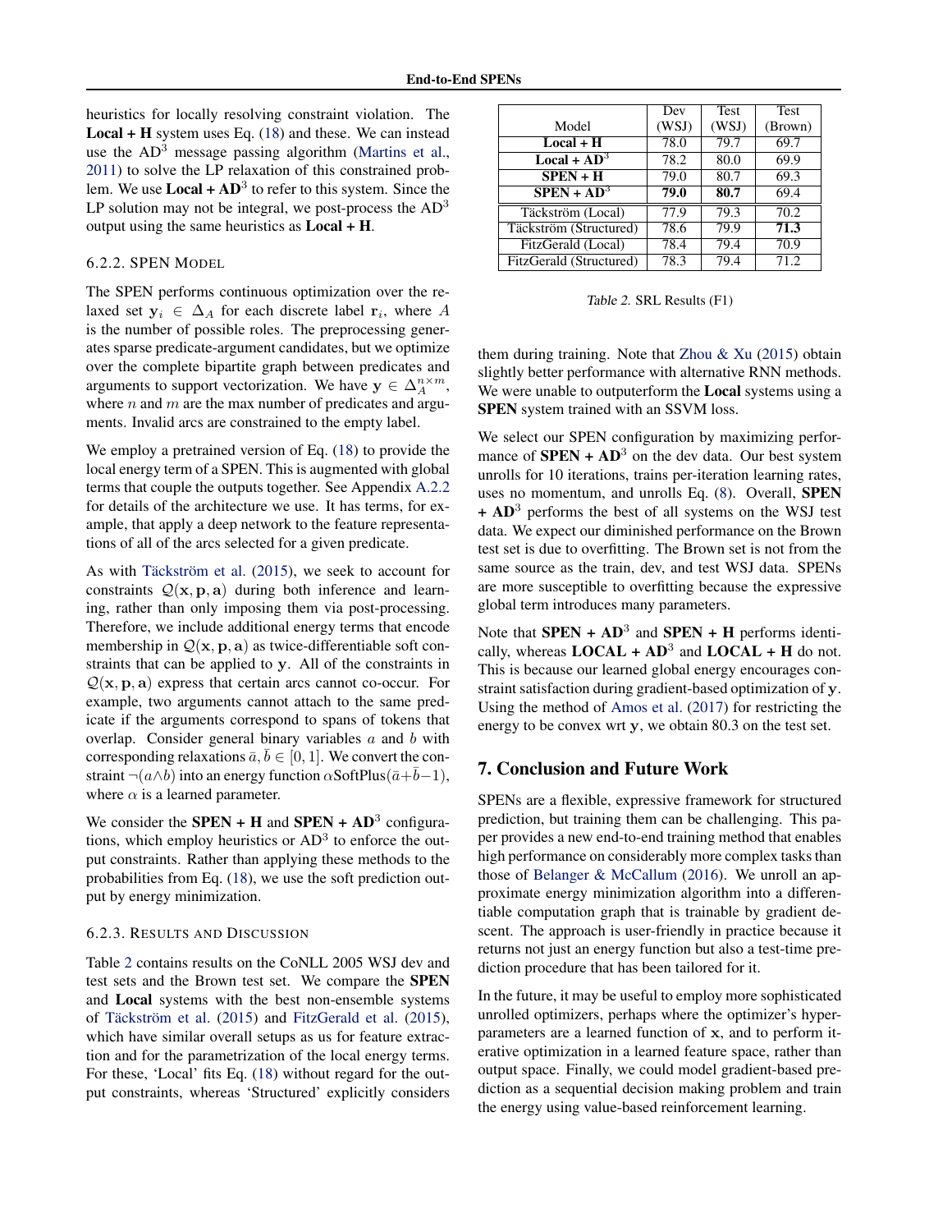heuristics for locally resolving constraint violation. The **Local + H** system uses Eq. (18) and these. We can instead use the AD$^3$ message passing algorithm (Martins et al., 2011) to solve the LP relaxation of this constrained problem. We use **Local + AD$^3$** to refer to this system. Since the LP solution may not be integral, we post-process the AD$^3$ output using the same heuristics as **Local + H**.

### 6.2.2. SPEN Model

The SPEN performs continuous optimization over the relaxed set $\mathbf{y}_i \in \Delta_A$ for each discrete label $\mathbf{r}_i$, where $A$ is the number of possible roles. The preprocessing generates sparse predicate-argument candidates, but we optimize over the complete bipartite graph between predicates and arguments to support vectorization. We have $\mathbf{y} \in \Delta_A^{n \times m}$, where $n$ and $m$ are the max number of predicates and arguments. Invalid arcs are constrained to the empty label.

We employ a pretrained version of Eq. (18) to provide the local energy term of a SPEN. This is augmented with global terms that couple the outputs together. See Appendix A.2.2 for details of the architecture we use. It has terms, for example, that apply a deep network to the feature representations of all of the arcs selected for a given predicate.

As with Täckström et al. (2015), we seek to account for constraints $\mathcal{Q}(\mathbf{x}, \mathbf{p}, \mathbf{a})$ during both inference and learning, rather than only imposing them via post-processing. Therefore, we include additional energy terms that encode membership in $\mathcal{Q}(\mathbf{x}, \mathbf{p}, \mathbf{a})$ as twice-differentiable soft constraints that can be applied to $\mathbf{y}$. All of the constraints in $\mathcal{Q}(\mathbf{x}, \mathbf{p}, \mathbf{a})$ express that certain arcs cannot co-occur. For example, two arguments cannot attach to the same predicate if the arguments correspond to spans of tokens that overlap. Consider general binary variables $a$ and $b$ with corresponding relaxations $\bar{a}, \bar{b} \in [0, 1]$. We convert the constraint $\neg(a \wedge b)$ into an energy function $\alpha \text{SoftPlus}(\bar{a} + \bar{b} - 1)$, where $\alpha$ is a learned parameter.

We consider the **SPEN + H** and **SPEN + AD$^3$** configurations, which employ heuristics or AD$^3$ to enforce the output constraints. Rather than applying these methods to the probabilities from Eq. (18), we use the soft prediction output by energy minimization.

### 6.2.3. Results and Discussion

Table 2 contains results on the CoNLL 2005 WSJ dev and test sets and the Brown test set. We compare the **SPEN** and **Local** systems with the best non-ensemble systems of Täckström et al. (2015) and FitzGerald et al. (2015), which have similar overall setups as us for feature extraction and for the parametrization of the local energy terms. For these, 'Local' fits Eq. (18) without regard for the output constraints, whereas 'Structured' explicitly considers them during training. Note that Zhou & Xu (2015) obtain slightly better performance with alternative RNN methods. We were unable to outputerform the **Local** systems using a **SPEN** system trained with an SSVM loss.

| Model | Dev (WSJ) | Test (WSJ) | Test (Brown) |
|---|---|---|---|
| **Local + H** | 78.0 | 79.7 | 69.7 |
| **Local + AD$^3$** | 78.2 | 80.0 | 69.9 |
| **SPEN + H** | 79.0 | 80.7 | 69.3 |
| **SPEN + AD$^3$** | **79.0** | **80.7** | 69.4 |
| Täckström (Local) | 77.9 | 79.3 | 70.2 |
| Täckström (Structured) | 78.6 | 79.9 | **71.3** |
| FitzGerald (Local) | 78.4 | 79.4 | 70.9 |
| FitzGerald (Structured) | 78.3 | 79.4 | 71.2 |

*Table 2.* SRL Results (F1)

We select our SPEN configuration by maximizing performance of **SPEN + AD$^3$** on the dev data. Our best system unrolls for 10 iterations, trains per-iteration learning rates, uses no momentum, and unrolls Eq. (8). Overall, **SPEN + AD$^3$** performs the best of all systems on the WSJ test data. We expect our diminished performance on the Brown test set is due to overfitting. The Brown set is not from the same source as the train, dev, and test WSJ data. SPENs are more susceptible to overfitting because the expressive global term introduces many parameters.

Note that **SPEN + AD$^3$** and **SPEN + H** performs identically, whereas **LOCAL + AD$^3$** and **LOCAL + H** do not. This is because our learned global energy encourages constraint satisfaction during gradient-based optimization of $\mathbf{y}$. Using the method of Amos et al. (2017) for restricting the energy to be convex wrt $\mathbf{y}$, we obtain 80.3 on the test set.

## 7. Conclusion and Future Work

SPENs are a flexible, expressive framework for structured prediction, but training them can be challenging. This paper provides a new end-to-end training method that enables high performance on considerably more complex tasks than those of Belanger & McCallum (2016). We unroll an approximate energy minimization algorithm into a differentiable computation graph that is trainable by gradient descent. The approach is user-friendly in practice because it returns not just an energy function but also a test-time prediction procedure that has been tailored for it.

In the future, it may be useful to employ more sophisticated unrolled optimizers, perhaps where the optimizer's hyperparameters are a learned function of $\mathbf{x}$, and to perform iterative optimization in a learned feature space, rather than output space. Finally, we could model gradient-based prediction as a sequential decision making problem and train the energy using value-based reinforcement learning.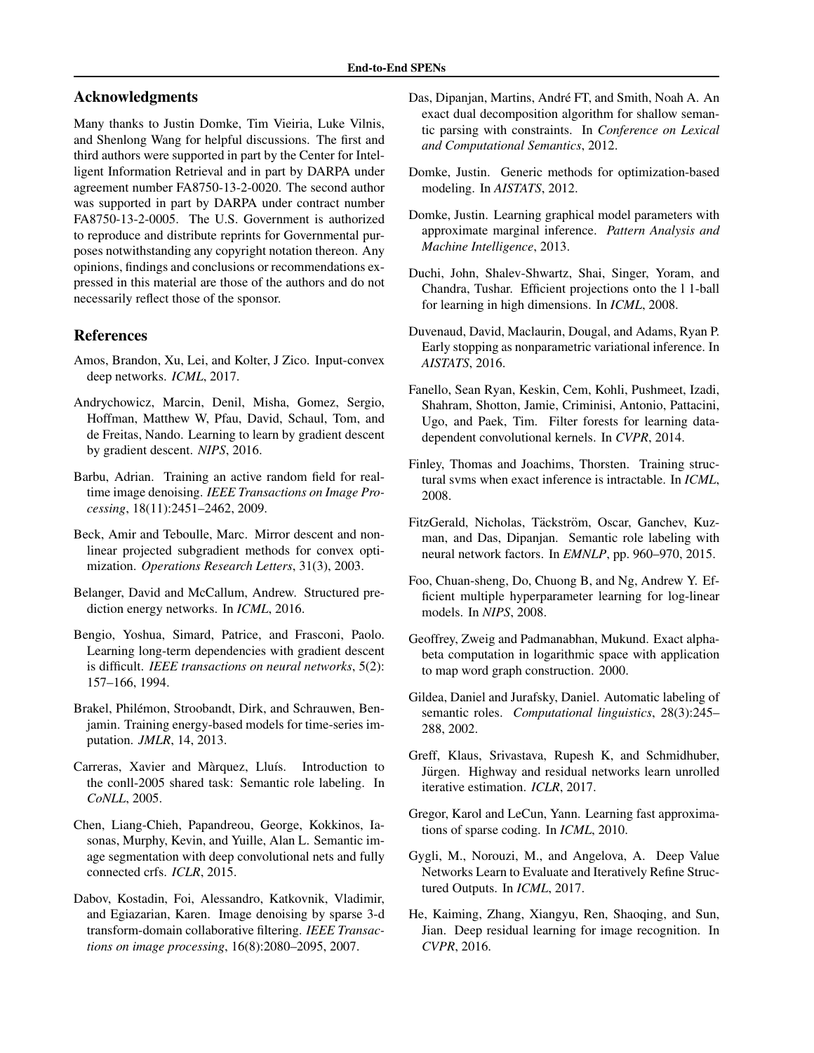## Acknowledgments

Many thanks to Justin Domke, Tim Vieiria, Luke Vilnis, and Shenlong Wang for helpful discussions. The first and third authors were supported in part by the Center for Intelligent Information Retrieval and in part by DARPA under agreement number FA8750-13-2-0020. The second author was supported in part by DARPA under contract number FA8750-13-2-0005. The U.S. Government is authorized to reproduce and distribute reprints for Governmental purposes notwithstanding any copyright notation thereon. Any opinions, findings and conclusions or recommendations expressed in this material are those of the authors and do not necessarily reflect those of the sponsor.

## References

Amos, Brandon, Xu, Lei, and Kolter, J Zico. Input-convex deep networks. *ICML*, 2017.

Andrychowicz, Marcin, Denil, Misha, Gomez, Sergio, Hoffman, Matthew W, Pfau, David, Schaul, Tom, and de Freitas, Nando. Learning to learn by gradient descent by gradient descent. *NIPS*, 2016.

Barbu, Adrian. Training an active random field for real-time image denoising. *IEEE Transactions on Image Processing*, 18(11):2451–2462, 2009.

Beck, Amir and Teboulle, Marc. Mirror descent and nonlinear projected subgradient methods for convex optimization. *Operations Research Letters*, 31(3), 2003.

Belanger, David and McCallum, Andrew. Structured prediction energy networks. In *ICML*, 2016.

Bengio, Yoshua, Simard, Patrice, and Frasconi, Paolo. Learning long-term dependencies with gradient descent is difficult. *IEEE transactions on neural networks*, 5(2): 157–166, 1994.

Brakel, Philémon, Stroobandt, Dirk, and Schrauwen, Benjamin. Training energy-based models for time-series imputation. *JMLR*, 14, 2013.

Carreras, Xavier and Màrquez, Lluís. Introduction to the conll-2005 shared task: Semantic role labeling. In *CoNLL*, 2005.

Chen, Liang-Chieh, Papandreou, George, Kokkinos, Iasonas, Murphy, Kevin, and Yuille, Alan L. Semantic image segmentation with deep convolutional nets and fully connected crfs. *ICLR*, 2015.

Dabov, Kostadin, Foi, Alessandro, Katkovnik, Vladimir, and Egiazarian, Karen. Image denoising by sparse 3-d transform-domain collaborative filtering. *IEEE Transactions on image processing*, 16(8):2080–2095, 2007.

Das, Dipanjan, Martins, André FT, and Smith, Noah A. An exact dual decomposition algorithm for shallow semantic parsing with constraints. In *Conference on Lexical and Computational Semantics*, 2012.

Domke, Justin. Generic methods for optimization-based modeling. In *AISTATS*, 2012.

Domke, Justin. Learning graphical model parameters with approximate marginal inference. *Pattern Analysis and Machine Intelligence*, 2013.

Duchi, John, Shalev-Shwartz, Shai, Singer, Yoram, and Chandra, Tushar. Efficient projections onto the l 1-ball for learning in high dimensions. In *ICML*, 2008.

Duvenaud, David, Maclaurin, Dougal, and Adams, Ryan P. Early stopping as nonparametric variational inference. In *AISTATS*, 2016.

Fanello, Sean Ryan, Keskin, Cem, Kohli, Pushmeet, Izadi, Shahram, Shotton, Jamie, Criminisi, Antonio, Pattacini, Ugo, and Paek, Tim. Filter forests for learning data-dependent convolutional kernels. In *CVPR*, 2014.

Finley, Thomas and Joachims, Thorsten. Training structural svms when exact inference is intractable. In *ICML*, 2008.

FitzGerald, Nicholas, Täckström, Oscar, Ganchev, Kuzman, and Das, Dipanjan. Semantic role labeling with neural network factors. In *EMNLP*, pp. 960–970, 2015.

Foo, Chuan-sheng, Do, Chuong B, and Ng, Andrew Y. Efficient multiple hyperparameter learning for log-linear models. In *NIPS*, 2008.

Geoffrey, Zweig and Padmanabhan, Mukund. Exact alpha-beta computation in logarithmic space with application to map word graph construction. 2000.

Gildea, Daniel and Jurafsky, Daniel. Automatic labeling of semantic roles. *Computational linguistics*, 28(3):245–288, 2002.

Greff, Klaus, Srivastava, Rupesh K, and Schmidhuber, Jürgen. Highway and residual networks learn unrolled iterative estimation. *ICLR*, 2017.

Gregor, Karol and LeCun, Yann. Learning fast approximations of sparse coding. In *ICML*, 2010.

Gygli, M., Norouzi, M., and Angelova, A. Deep Value Networks Learn to Evaluate and Iteratively Refine Structured Outputs. In *ICML*, 2017.

He, Kaiming, Zhang, Xiangyu, Ren, Shaoqing, and Sun, Jian. Deep residual learning for image recognition. In *CVPR*, 2016.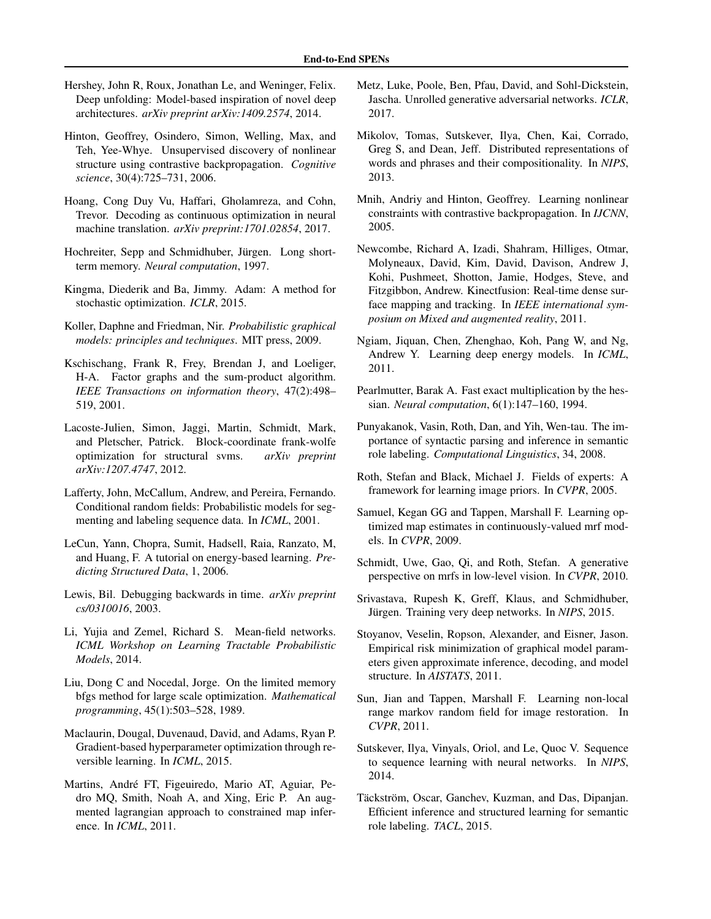Hershey, John R, Roux, Jonathan Le, and Weninger, Felix. Deep unfolding: Model-based inspiration of novel deep architectures. *arXiv preprint arXiv:1409.2574*, 2014.

Hinton, Geoffrey, Osindero, Simon, Welling, Max, and Teh, Yee-Whye. Unsupervised discovery of nonlinear structure using contrastive backpropagation. *Cognitive science*, 30(4):725–731, 2006.

Hoang, Cong Duy Vu, Haffari, Gholamreza, and Cohn, Trevor. Decoding as continuous optimization in neural machine translation. *arXiv preprint:1701.02854*, 2017.

Hochreiter, Sepp and Schmidhuber, Jürgen. Long short-term memory. *Neural computation*, 1997.

Kingma, Diederik and Ba, Jimmy. Adam: A method for stochastic optimization. *ICLR*, 2015.

Koller, Daphne and Friedman, Nir. *Probabilistic graphical models: principles and techniques*. MIT press, 2009.

Kschischang, Frank R, Frey, Brendan J, and Loeliger, H-A. Factor graphs and the sum-product algorithm. *IEEE Transactions on information theory*, 47(2):498–519, 2001.

Lacoste-Julien, Simon, Jaggi, Martin, Schmidt, Mark, and Pletscher, Patrick. Block-coordinate frank-wolfe optimization for structural svms. *arXiv preprint arXiv:1207.4747*, 2012.

Lafferty, John, McCallum, Andrew, and Pereira, Fernando. Conditional random fields: Probabilistic models for segmenting and labeling sequence data. In *ICML*, 2001.

LeCun, Yann, Chopra, Sumit, Hadsell, Raia, Ranzato, M, and Huang, F. A tutorial on energy-based learning. *Predicting Structured Data*, 1, 2006.

Lewis, Bil. Debugging backwards in time. *arXiv preprint cs/0310016*, 2003.

Li, Yujia and Zemel, Richard S. Mean-field networks. *ICML Workshop on Learning Tractable Probabilistic Models*, 2014.

Liu, Dong C and Nocedal, Jorge. On the limited memory bfgs method for large scale optimization. *Mathematical programming*, 45(1):503–528, 1989.

Maclaurin, Dougal, Duvenaud, David, and Adams, Ryan P. Gradient-based hyperparameter optimization through reversible learning. In *ICML*, 2015.

Martins, André FT, Figeuiredo, Mario AT, Aguiar, Pedro MQ, Smith, Noah A, and Xing, Eric P. An augmented lagrangian approach to constrained map inference. In *ICML*, 2011.

Metz, Luke, Poole, Ben, Pfau, David, and Sohl-Dickstein, Jascha. Unrolled generative adversarial networks. *ICLR*, 2017.

Mikolov, Tomas, Sutskever, Ilya, Chen, Kai, Corrado, Greg S, and Dean, Jeff. Distributed representations of words and phrases and their compositionality. In *NIPS*, 2013.

Mnih, Andriy and Hinton, Geoffrey. Learning nonlinear constraints with contrastive backpropagation. In *IJCNN*, 2005.

Newcombe, Richard A, Izadi, Shahram, Hilliges, Otmar, Molyneaux, David, Kim, David, Davison, Andrew J, Kohi, Pushmeet, Shotton, Jamie, Hodges, Steve, and Fitzgibbon, Andrew. Kinectfusion: Real-time dense surface mapping and tracking. In *IEEE international symposium on Mixed and augmented reality*, 2011.

Ngiam, Jiquan, Chen, Zhenghao, Koh, Pang W, and Ng, Andrew Y. Learning deep energy models. In *ICML*, 2011.

Pearlmutter, Barak A. Fast exact multiplication by the hessian. *Neural computation*, 6(1):147–160, 1994.

Punyakanok, Vasin, Roth, Dan, and Yih, Wen-tau. The importance of syntactic parsing and inference in semantic role labeling. *Computational Linguistics*, 34, 2008.

Roth, Stefan and Black, Michael J. Fields of experts: A framework for learning image priors. In *CVPR*, 2005.

Samuel, Kegan GG and Tappen, Marshall F. Learning optimized map estimates in continuously-valued mrf models. In *CVPR*, 2009.

Schmidt, Uwe, Gao, Qi, and Roth, Stefan. A generative perspective on mrfs in low-level vision. In *CVPR*, 2010.

Srivastava, Rupesh K, Greff, Klaus, and Schmidhuber, Jürgen. Training very deep networks. In *NIPS*, 2015.

Stoyanov, Veselin, Ropson, Alexander, and Eisner, Jason. Empirical risk minimization of graphical model parameters given approximate inference, decoding, and model structure. In *AISTATS*, 2011.

Sun, Jian and Tappen, Marshall F. Learning non-local range markov random field for image restoration. In *CVPR*, 2011.

Sutskever, Ilya, Vinyals, Oriol, and Le, Quoc V. Sequence to sequence learning with neural networks. In *NIPS*, 2014.

Täckström, Oscar, Ganchev, Kuzman, and Das, Dipanjan. Efficient inference and structured learning for semantic role labeling. *TACL*, 2015.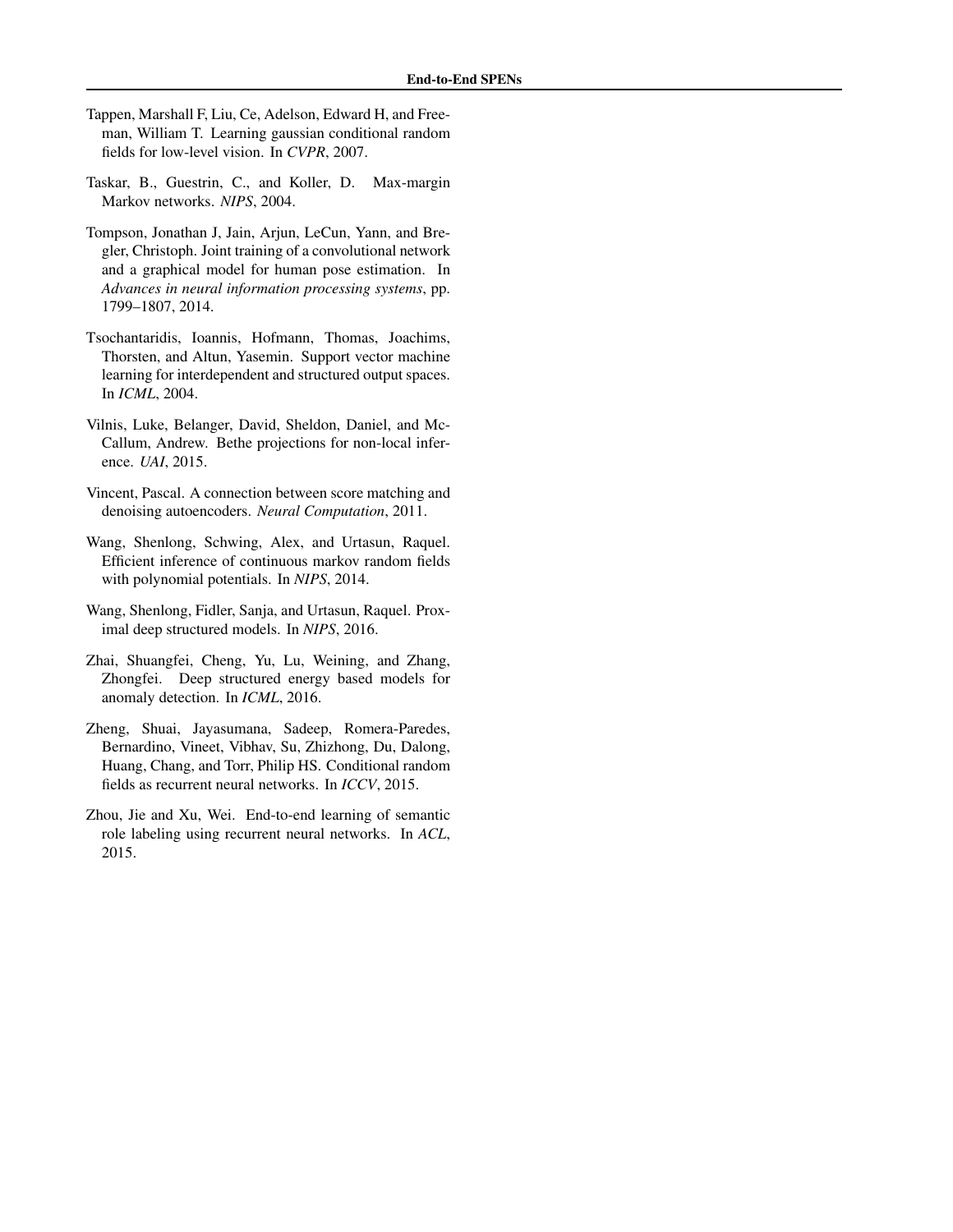Tappen, Marshall F, Liu, Ce, Adelson, Edward H, and Freeman, William T. Learning gaussian conditional random fields for low-level vision. In *CVPR*, 2007.

Taskar, B., Guestrin, C., and Koller, D. Max-margin Markov networks. *NIPS*, 2004.

Tompson, Jonathan J, Jain, Arjun, LeCun, Yann, and Bregler, Christoph. Joint training of a convolutional network and a graphical model for human pose estimation. In *Advances in neural information processing systems*, pp. 1799–1807, 2014.

Tsochantaridis, Ioannis, Hofmann, Thomas, Joachims, Thorsten, and Altun, Yasemin. Support vector machine learning for interdependent and structured output spaces. In *ICML*, 2004.

Vilnis, Luke, Belanger, David, Sheldon, Daniel, and McCallum, Andrew. Bethe projections for non-local inference. *UAI*, 2015.

Vincent, Pascal. A connection between score matching and denoising autoencoders. *Neural Computation*, 2011.

Wang, Shenlong, Schwing, Alex, and Urtasun, Raquel. Efficient inference of continuous markov random fields with polynomial potentials. In *NIPS*, 2014.

Wang, Shenlong, Fidler, Sanja, and Urtasun, Raquel. Proximal deep structured models. In *NIPS*, 2016.

Zhai, Shuangfei, Cheng, Yu, Lu, Weining, and Zhang, Zhongfei. Deep structured energy based models for anomaly detection. In *ICML*, 2016.

Zheng, Shuai, Jayasumana, Sadeep, Romera-Paredes, Bernardino, Vineet, Vibhav, Su, Zhizhong, Du, Dalong, Huang, Chang, and Torr, Philip HS. Conditional random fields as recurrent neural networks. In *ICCV*, 2015.

Zhou, Jie and Xu, Wei. End-to-end learning of semantic role labeling using recurrent neural networks. In *ACL*, 2015.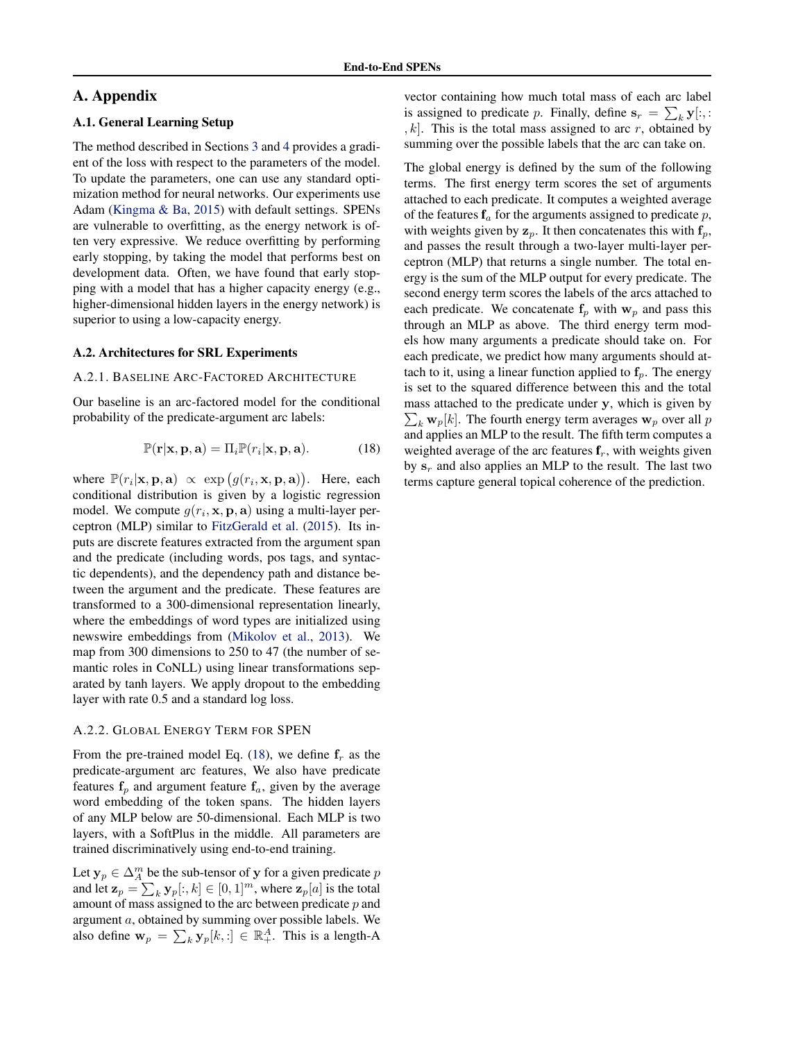# A. Appendix

## A.1. General Learning Setup

The method described in Sections 3 and 4 provides a gradient of the loss with respect to the parameters of the model. To update the parameters, one can use any standard optimization method for neural networks. Our experiments use Adam (Kingma & Ba, 2015) with default settings. SPENs are vulnerable to overfitting, as the energy network is often very expressive. We reduce overfitting by performing early stopping, by taking the model that performs best on development data. Often, we have found that early stopping with a model that has a higher capacity energy (e.g., higher-dimensional hidden layers in the energy network) is superior to using a low-capacity energy.

## A.2. Architectures for SRL Experiments

### A.2.1. Baseline Arc-Factored Architecture

Our baseline is an arc-factored model for the conditional probability of the predicate-argument arc labels:

$$\mathbb{P}(\mathbf{r}|\mathbf{x}, \mathbf{p}, \mathbf{a}) = \Pi_i \mathbb{P}(r_i|\mathbf{x}, \mathbf{p}, \mathbf{a}). \tag{18}$$

where $\mathbb{P}(r_i|\mathbf{x}, \mathbf{p}, \mathbf{a}) \propto \exp\big(g(r_i, \mathbf{x}, \mathbf{p}, \mathbf{a})\big)$. Here, each conditional distribution is given by a logistic regression model. We compute $g(r_i, \mathbf{x}, \mathbf{p}, \mathbf{a})$ using a multi-layer perceptron (MLP) similar to FitzGerald et al. (2015). Its inputs are discrete features extracted from the argument span and the predicate (including words, pos tags, and syntactic dependents), and the dependency path and distance between the argument and the predicate. These features are transformed to a 300-dimensional representation linearly, where the embeddings of word types are initialized using newswire embeddings from (Mikolov et al., 2013). We map from 300 dimensions to 250 to 47 (the number of semantic roles in CoNLL) using linear transformations separated by tanh layers. We apply dropout to the embedding layer with rate 0.5 and a standard log loss.

### A.2.2. Global Energy Term for SPEN

From the pre-trained model Eq. (18), we define $\mathbf{f}_r$ as the predicate-argument arc features, We also have predicate features $\mathbf{f}_p$ and argument feature $\mathbf{f}_a$, given by the average word embedding of the token spans. The hidden layers of any MLP below are 50-dimensional. Each MLP is two layers, with a SoftPlus in the middle. All parameters are trained discriminatively using end-to-end training.

Let $\mathbf{y}_p \in \Delta_A^m$ be the sub-tensor of $\mathbf{y}$ for a given predicate $p$ and let $\mathbf{z}_p = \sum_k \mathbf{y}_p[:, k] \in [0, 1]^m$, where $\mathbf{z}_p[a]$ is the total amount of mass assigned to the arc between predicate $p$ and argument $a$, obtained by summing over possible labels. We also define $\mathbf{w}_p = \sum_k \mathbf{y}_p[k, :] \in \mathbb{R}_+^A$. This is a length-A vector containing how much total mass of each arc label is assigned to predicate $p$. Finally, define $\mathbf{s}_r = \sum_k \mathbf{y}[:, :, k]$. This is the total mass assigned to arc $r$, obtained by summing over the possible labels that the arc can take on.

The global energy is defined by the sum of the following terms. The first energy term scores the set of arguments attached to each predicate. It computes a weighted average of the features $\mathbf{f}_a$ for the arguments assigned to predicate $p$, with weights given by $\mathbf{z}_p$. It then concatenates this with $\mathbf{f}_p$, and passes the result through a two-layer multi-layer perceptron (MLP) that returns a single number. The total energy is the sum of the MLP output for every predicate. The second energy term scores the labels of the arcs attached to each predicate. We concatenate $\mathbf{f}_p$ with $\mathbf{w}_p$ and pass this through an MLP as above. The third energy term models how many arguments a predicate should take on. For each predicate, we predict how many arguments should attach to it, using a linear function applied to $\mathbf{f}_p$. The energy is set to the squared difference between this and the total mass attached to the predicate under $\mathbf{y}$, which is given by $\sum_k \mathbf{w}_p[k]$. The fourth energy term averages $\mathbf{w}_p$ over all $p$ and applies an MLP to the result. The fifth term computes a weighted average of the arc features $\mathbf{f}_r$, with weights given by $\mathbf{s}_r$ and also applies an MLP to the result. The last two terms capture general topical coherence of the prediction.